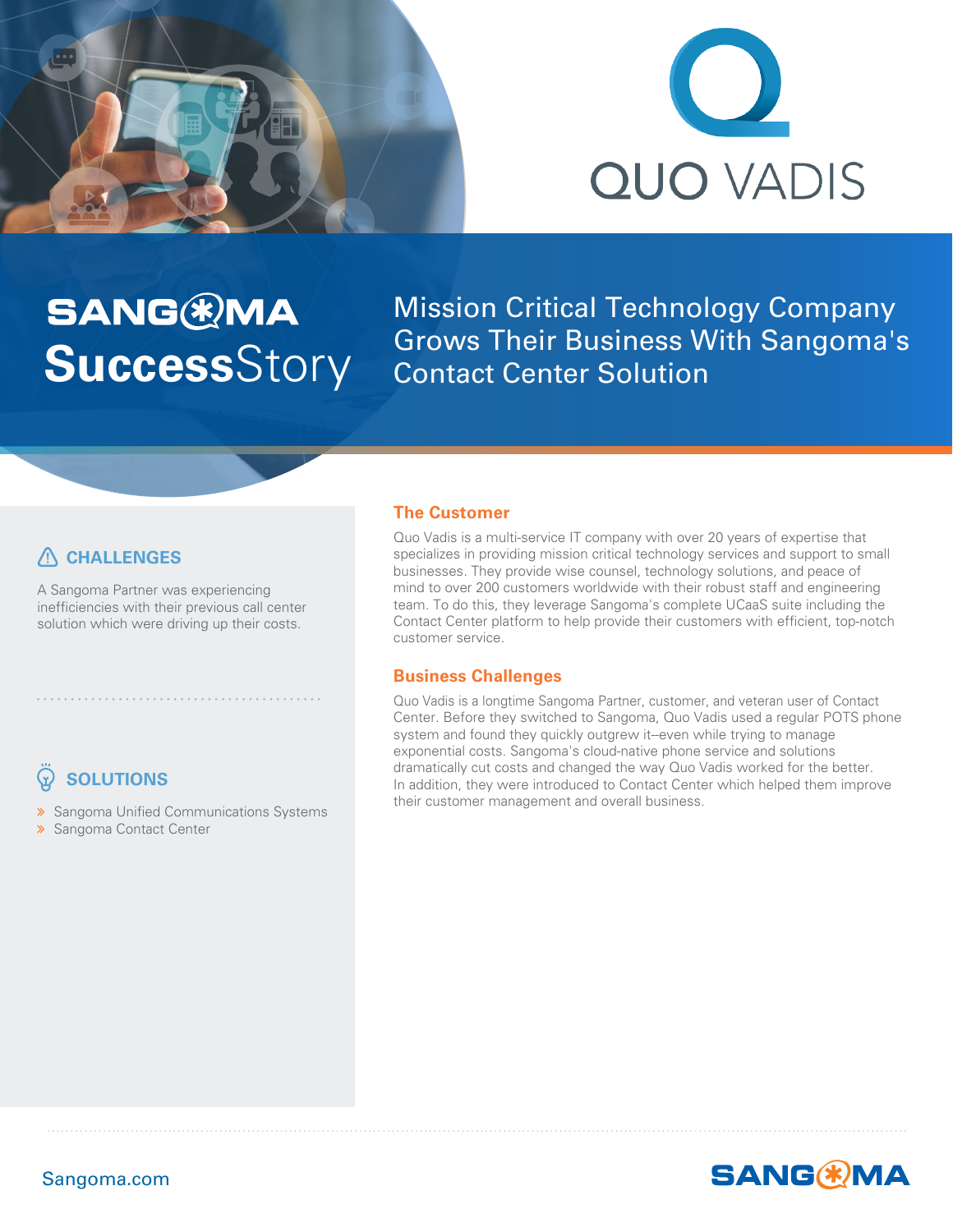QUO VADIS

SANGOMA **Success**Story

# Mission Critical Technology Company Grows Their Business With Sangoma's Contact Center Solution

## The Customer

Quo Vadis is a multi-service IT company with over 20 years of expertise that specializes in providing mission critical technology services and support to small businesses. They provide wise counsel, technology solutions, and peace of mind to over 200 customers worldwide with their robust staff and engineering team. To do this, they leverage Sangoma's complete UCaaS suite including the Contact Center platform to help provide their customers with efficient, top-notch customer service.

## Business Challenges

Quo Vadis is a longtime Sangoma Partner, customer, and veteran user of Contact Center. Before they switched to Sangoma, Quo Vadis used a regular POTS phone system and found they quickly outgrew it--even while trying to manage exponential costs. Sangoma's cloud-native phone service and solutions dramatically cut costs and changed the way Quo Vadis worked for the better. In addition, they were introduced to Contact Center which helped them improve their customer management and overall business.

### CHALLENGES

A Sangoma Partner was experiencing inefficiencies with their previous call center solution which were driving up their costs.

### SOLUTIONS

- Sangoma Unified Communications Systems
- Sangoma Contact Center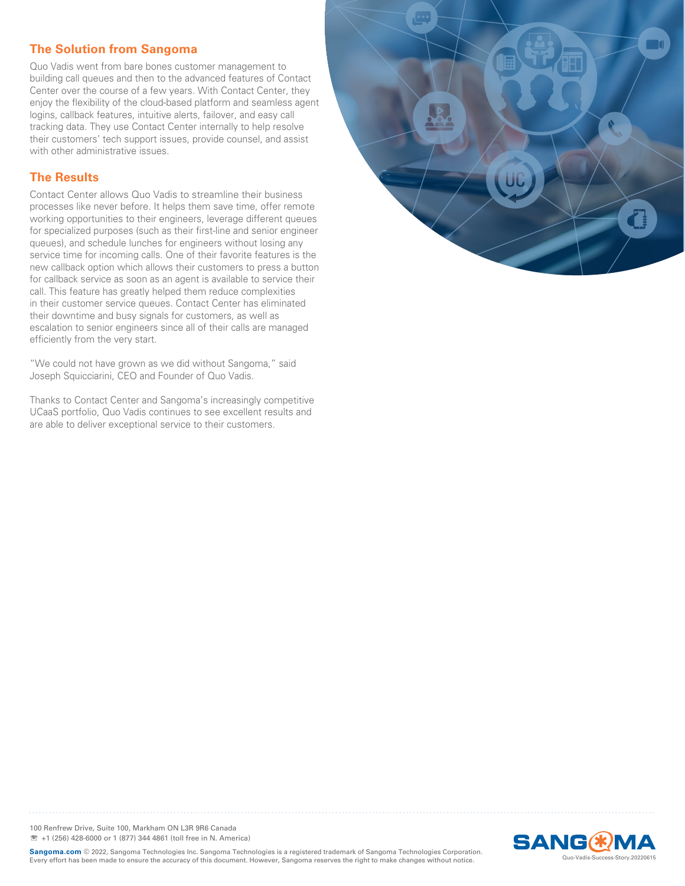## The Solution from Sangoma

Quo Vadis went from bare bones customer management to building call queues and then to the advanced features of Contact Center over the course of a few years. With Contact Center, they enjoy the flexibility of the cloud-based platform and seamless agent logins, callback features, intuitive alerts, failover, and easy call tracking data. They use Contact Center internally to help resolve their customers' tech support issues, provide counsel, and assist with other administrative issues.

## The Results

Contact Center allows Quo Vadis to streamline their business processes like never before. It helps them save time, offer remote working opportunities to their engineers, leverage different queues for specialized purposes (such as their first-line and senior engineer queues), and schedule lunches for engineers without losing any service time for incoming calls. One of their favorite features is the new callback option which allows their customers to press a button for callback service as soon as an agent is available to service their call. This feature has greatly helped them reduce complexities in their customer service queues. Contact Center has eliminated their downtime and busy signals for customers, as well as escalation to senior engineers since all of their calls are managed efficiently from the very start.

"We could not have grown as we did without Sangoma," said Joseph Squicciarini, CEO and Founder of Quo Vadis.

Thanks to Contact Center and Sangoma's increasingly competitive UCaaS portfolio, Quo Vadis continues to see excellent results and are able to deliver exceptional service to their customers.

100 Renfrew Drive, Suite 100, Markham ON L3R 9R6 Canada
☏ +1 (256) 428-6000 or 1 (877) 344 4861 (toll free in N. America)

**Sangoma.com** © 2022, Sangoma Technologies Inc. Sangoma Technologies is a registered trademark of Sangoma Technologies Corporation. Every effort has been made to ensure the accuracy of this document. However, Sangoma reserves the right to make changes without notice.

SANGOMA

Quo-Vadis-Success-Story.20220615